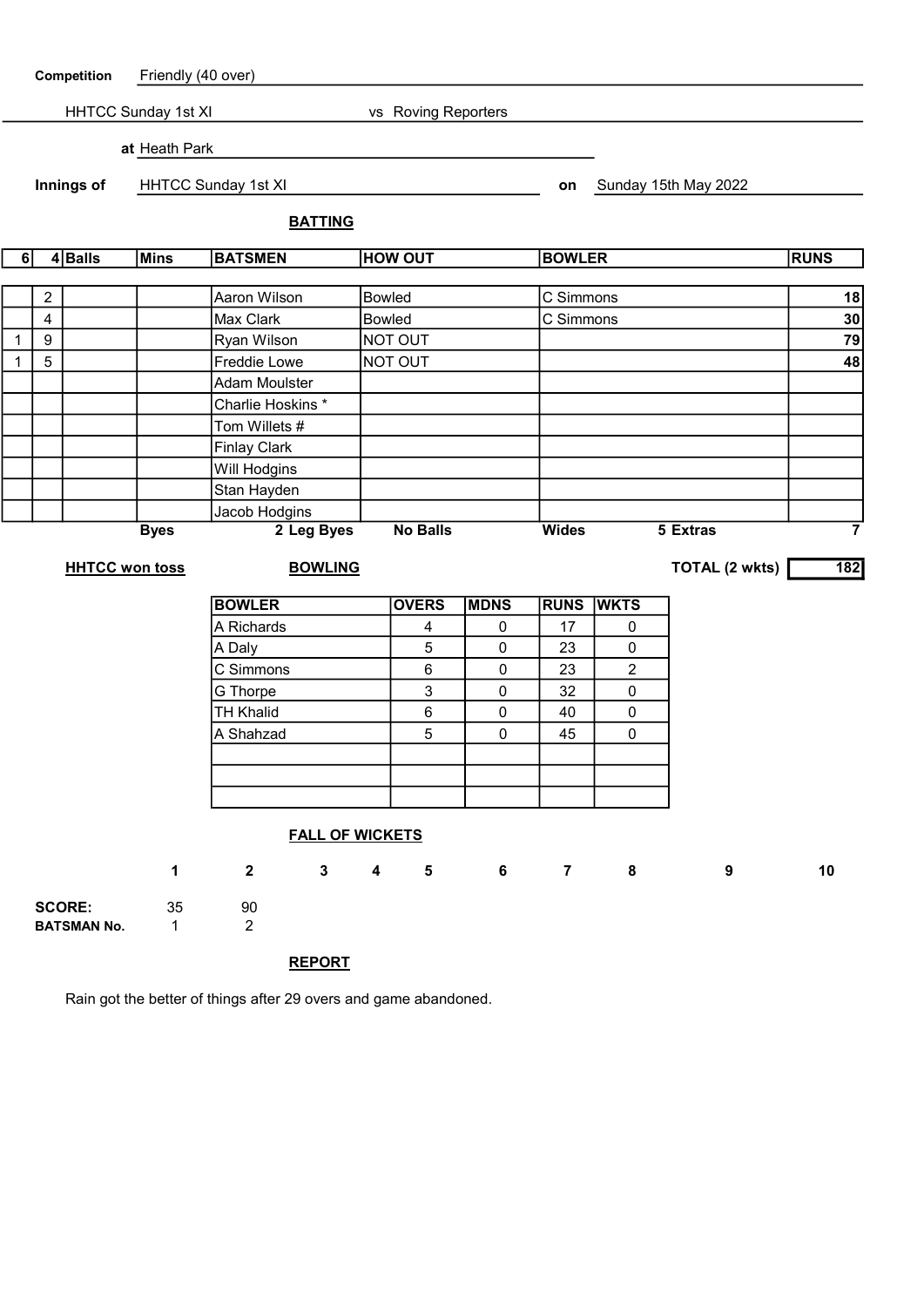**Competition** Friendly (40 over)

HHTCC Sunday 1st XI vs Roving Reporters

**at** Heath Park

**Innings of** HHTCC Sunday 1st XI **on** Sunday 15th May 2022

## BATTING

| 6 | 4 | Balls | Mins | BATSMEN | HOW OUT | BOWLER | RUNS |
|---|---|---|---|---|---|---|---|
| | 2 | | | Aaron Wilson | Bowled | C Simmons | 18 |
| | 4 | | | Max Clark | Bowled | C Simmons | 30 |
| 1 | 9 | | | Ryan Wilson | NOT OUT | | 79 |
| 1 | 5 | | | Freddie Lowe | NOT OUT | | 48 |
| | | | | Adam Moulster | | | |
| | | | | Charlie Hoskins * | | | |
| | | | | Tom Willets # | | | |
| | | | | Finlay Clark | | | |
| | | | | Will Hodgins | | | |
| | | | | Stan Hayden | | | |
| | | | | Jacob Hodgins | | | |

**Byes** 2 **Leg Byes** **No Balls** **Wides** 5 **Extras** 7

**HHTCC won toss**

**TOTAL (2 wkts)** 182

## BOWLING

| BOWLER | OVERS | MDNS | RUNS | WKTS |
|---|---|---|---|---|
| A Richards | 4 | 0 | 17 | 0 |
| A Daly | 5 | 0 | 23 | 0 |
| C Simmons | 6 | 0 | 23 | 2 |
| G Thorpe | 3 | 0 | 32 | 0 |
| TH Khalid | 6 | 0 | 40 | 0 |
| A Shahzad | 5 | 0 | 45 | 0 |
| | | | | |
| | | | | |
| | | | | |

## FALL OF WICKETS

| | 1 | 2 | 3 | 4 | 5 | 6 | 7 | 8 | 9 | 10 |
|---|---|---|---|---|---|---|---|---|---|---|
| **SCORE:** | 35 | 90 | | | | | | | | |
| **BATSMAN No.** | 1 | 2 | | | | | | | | |

## REPORT

Rain got the better of things after 29 overs and game abandoned.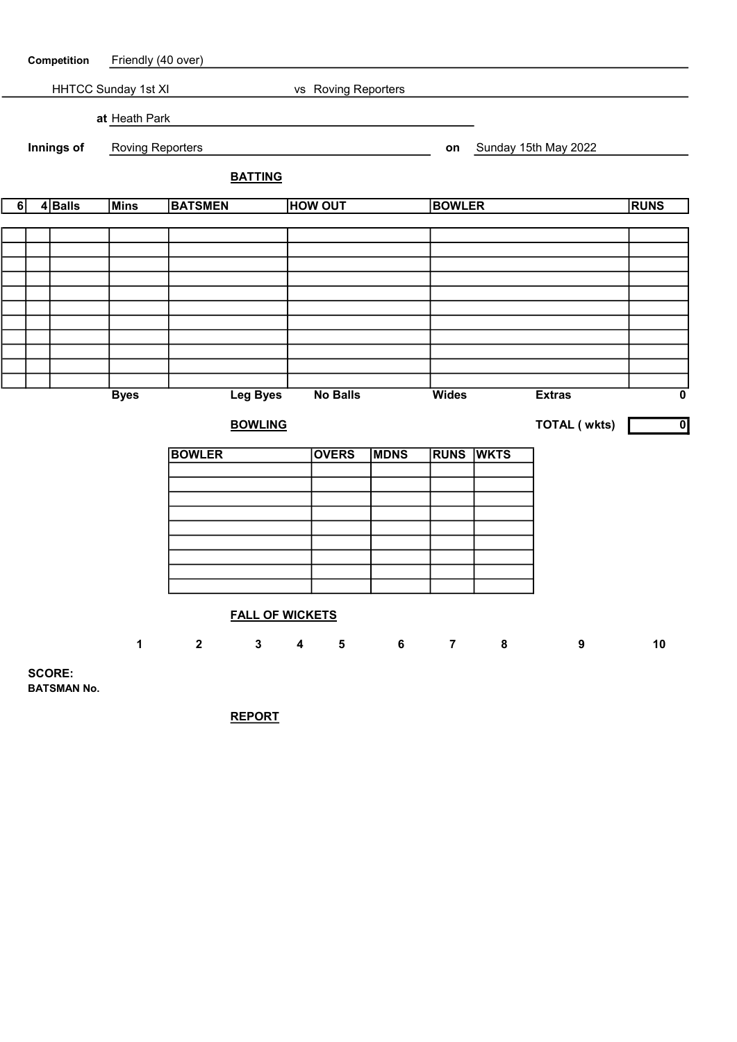**Competition** Friendly (40 over)

HHTCC Sunday 1st XI vs Roving Reporters

**at** Heath Park

**Innings of** Roving Reporters **on** Sunday 15th May 2022

## BATTING

| 6 | 4 | Balls | Mins | BATSMEN | HOW OUT | BOWLER | RUNS |
|---|---|---|---|---|---|---|---|
| | | | | | | | |
| | | | | | | | |
| | | | | | | | |
| | | | | | | | |
| | | | | | | | |
| | | | | | | | |
| | | | | | | | |
| | | | | | | | |
| | | | | | | | |
| | | | | | | | |
| | | | | | | | |

**Byes** **Leg Byes** **No Balls** **Wides** **Extras** 0

**TOTAL ( wkts)** 0

## BOWLING

| BOWLER | OVERS | MDNS | RUNS | WKTS |
|---|---|---|---|---|
| | | | | |
| | | | | |
| | | | | |
| | | | | |
| | | | | |
| | | | | |
| | | | | |
| | | | | |
| | | | | |

## FALL OF WICKETS

| | 1 | 2 | 3 | 4 | 5 | 6 | 7 | 8 | 9 | 10 |
|---|---|---|---|---|---|---|---|---|---|---|
| **SCORE:** | | | | | | | | | | |
| **BATSMAN No.** | | | | | | | | | | |

## REPORT